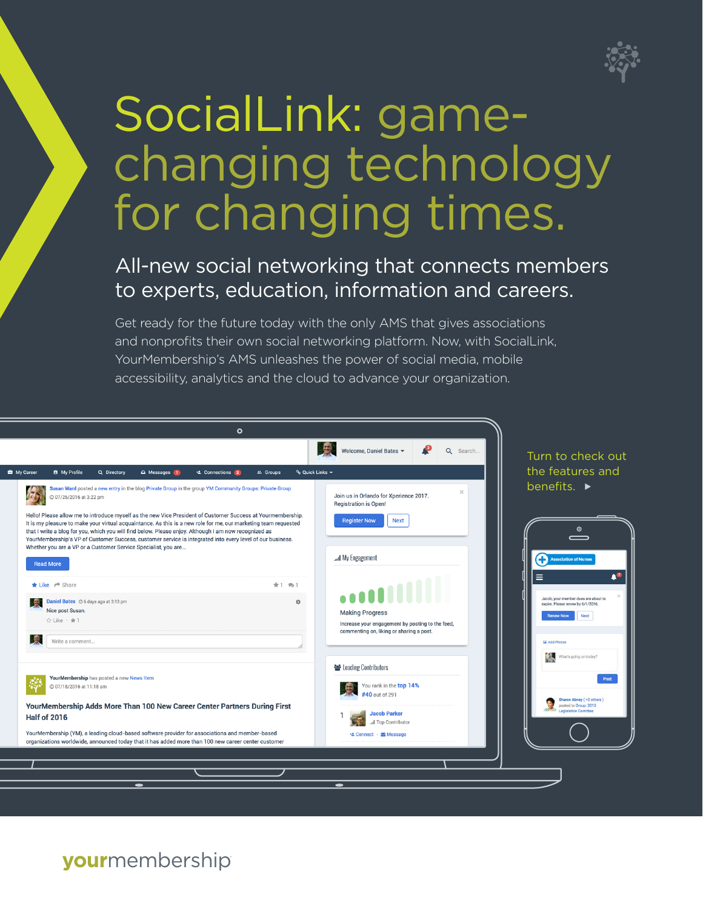# SocialLink: game-changing technology for changing times.

## All-new social networking that connects members to experts, education, information and careers.

Get ready for the future today with the only AMS that gives associations and nonprofits their own social networking platform. Now, with SocialLink, YourMembership's AMS unleashes the power of social media, mobile accessibility, analytics and the cloud to advance your organization.

Turn to check out the features and benefits. ▶

yourmembership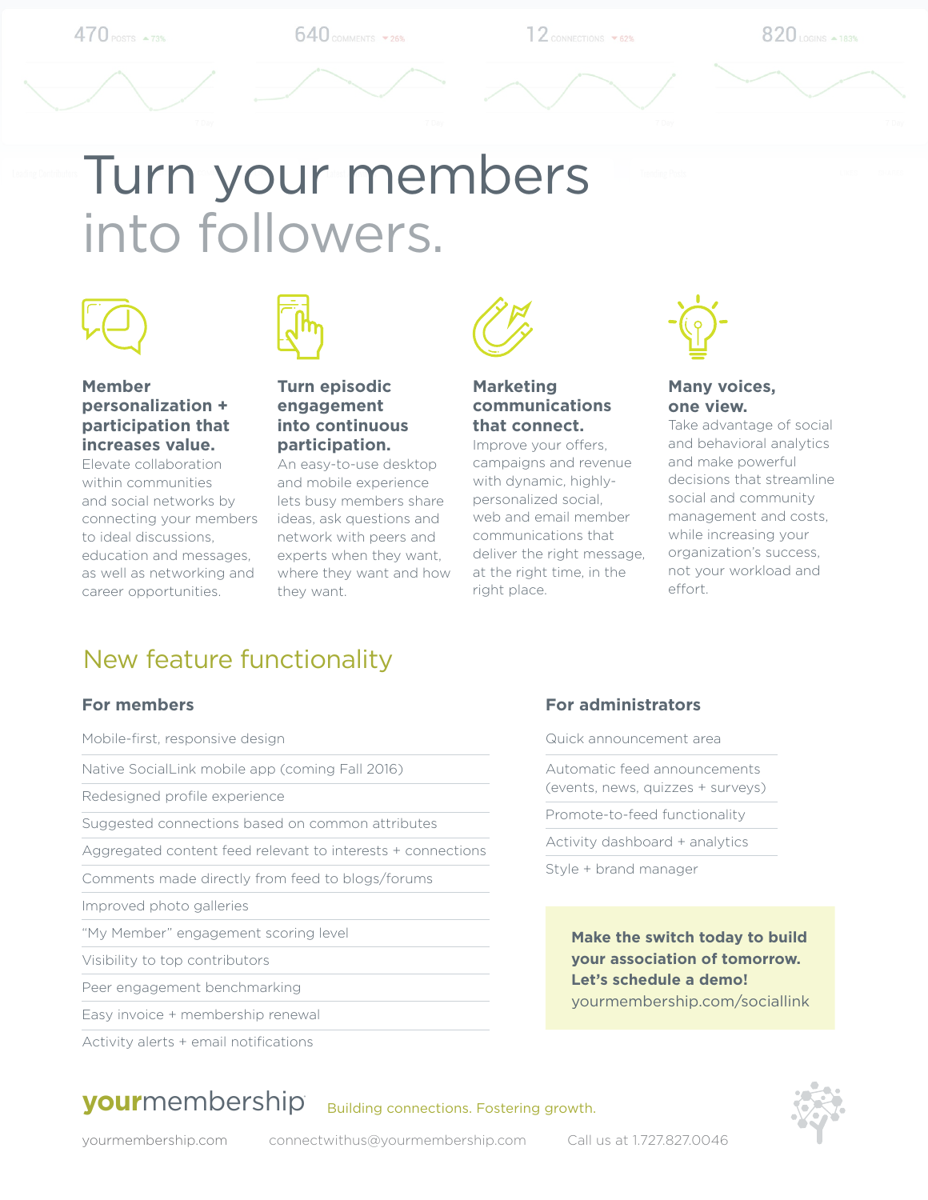470 POSTS ▲73%

640 COMMENTS ▼26%

12 CONNECTIONS ▼62%

820 LOGINS ▲183%

# Turn your members into followers.

**Member personalization + participation that increases value.**
Elevate collaboration within communities and social networks by connecting your members to ideal discussions, education and messages, as well as networking and career opportunities.

**Turn episodic engagement into continuous participation.**
An easy-to-use desktop and mobile experience lets busy members share ideas, ask questions and network with peers and experts when they want, where they want and how they want.

**Marketing communications that connect.**
Improve your offers, campaigns and revenue with dynamic, highly-personalized social, web and email member communications that deliver the right message, at the right time, in the right place.

**Many voices, one view.**
Take advantage of social and behavioral analytics and make powerful decisions that streamline social and community management and costs, while increasing your organization's success, not your workload and effort.

## New feature functionality

### For members

- Mobile-first, responsive design
- Native SocialLink mobile app (coming Fall 2016)
- Redesigned profile experience
- Suggested connections based on common attributes
- Aggregated content feed relevant to interests + connections
- Comments made directly from feed to blogs/forums
- Improved photo galleries
- "My Member" engagement scoring level
- Visibility to top contributors
- Peer engagement benchmarking
- Easy invoice + membership renewal
- Activity alerts + email notifications

### For administrators

- Quick announcement area
- Automatic feed announcements (events, news, quizzes + surveys)
- Promote-to-feed functionality
- Activity dashboard + analytics
- Style + brand manager

**Make the switch today to build your association of tomorrow. Let's schedule a demo!**
yourmembership.com/sociallink

**your**membership Building connections. Fostering growth.

yourmembership.com connectwithus@yourmembership.com Call us at 1.727.827.0046